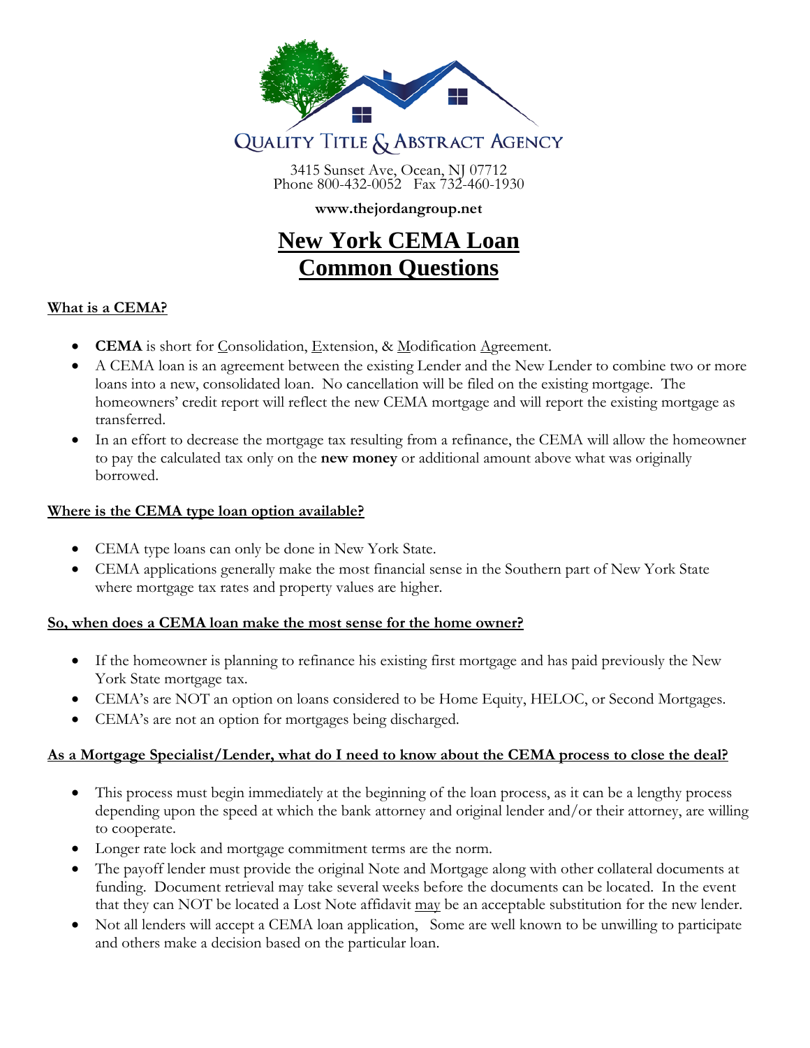Quality Title & Abstract Agency

3415 Sunset Ave, Ocean, NJ 07712
Phone 800-432-0052 Fax 732-460-1930

**www.thejordangroup.net**

# New York CEMA Loan Common Questions

### What is a CEMA?

- **CEMA** is short for Consolidation, Extension, & Modification Agreement.
- A CEMA loan is an agreement between the existing Lender and the New Lender to combine two or more loans into a new, consolidated loan. No cancellation will be filed on the existing mortgage. The homeowners' credit report will reflect the new CEMA mortgage and will report the existing mortgage as transferred.
- In an effort to decrease the mortgage tax resulting from a refinance, the CEMA will allow the homeowner to pay the calculated tax only on the **new money** or additional amount above what was originally borrowed.

### Where is the CEMA type loan option available?

- CEMA type loans can only be done in New York State.
- CEMA applications generally make the most financial sense in the Southern part of New York State where mortgage tax rates and property values are higher.

### So, when does a CEMA loan make the most sense for the home owner?

- If the homeowner is planning to refinance his existing first mortgage and has paid previously the New York State mortgage tax.
- CEMA's are NOT an option on loans considered to be Home Equity, HELOC, or Second Mortgages.
- CEMA's are not an option for mortgages being discharged.

### As a Mortgage Specialist/Lender, what do I need to know about the CEMA process to close the deal?

- This process must begin immediately at the beginning of the loan process, as it can be a lengthy process depending upon the speed at which the bank attorney and original lender and/or their attorney, are willing to cooperate.
- Longer rate lock and mortgage commitment terms are the norm.
- The payoff lender must provide the original Note and Mortgage along with other collateral documents at funding. Document retrieval may take several weeks before the documents can be located. In the event that they can NOT be located a Lost Note affidavit may be an acceptable substitution for the new lender.
- Not all lenders will accept a CEMA loan application, Some are well known to be unwilling to participate and others make a decision based on the particular loan.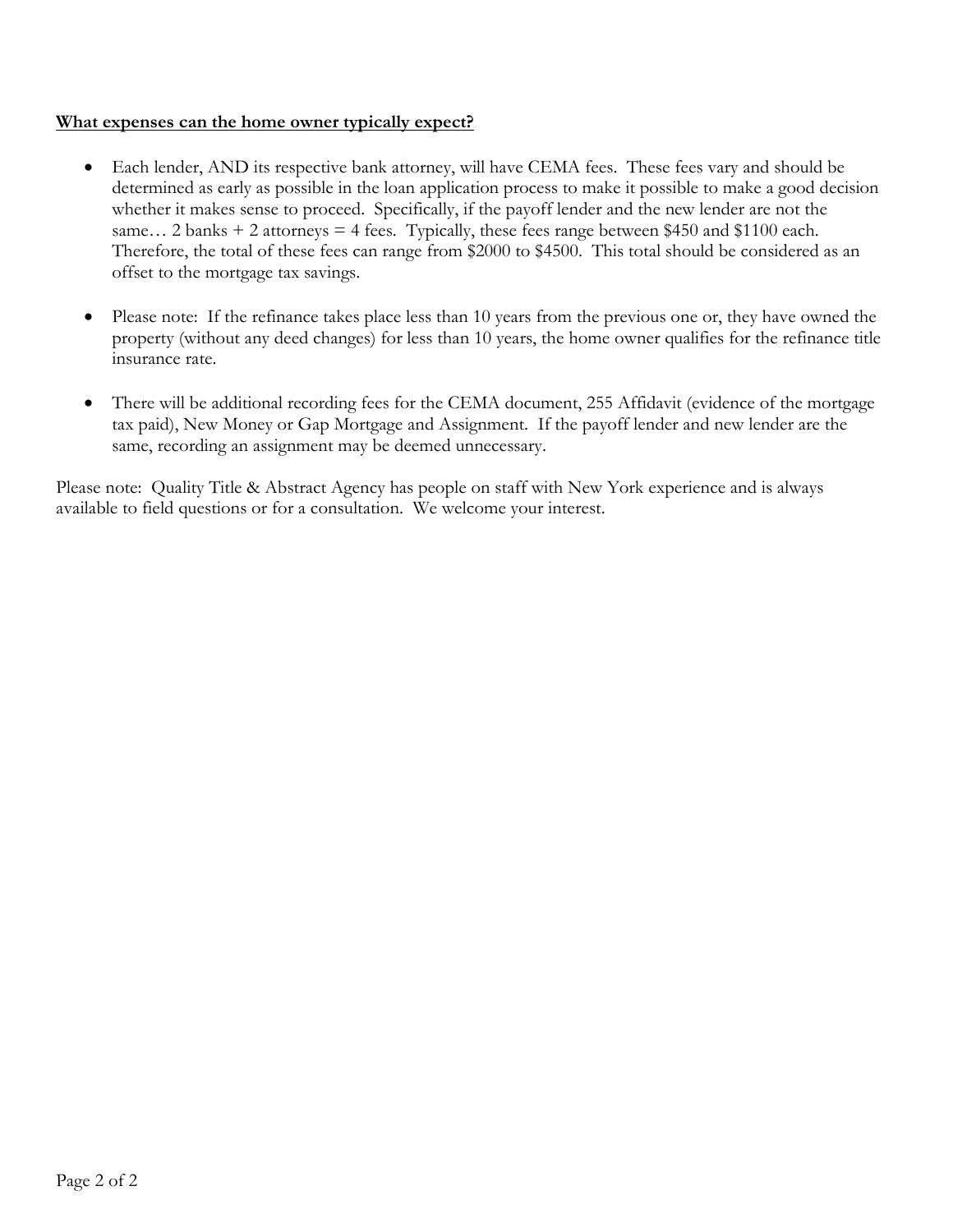**<u>What expenses can the home owner typically expect?</u>**

- Each lender, AND its respective bank attorney, will have CEMA fees. These fees vary and should be determined as early as possible in the loan application process to make it possible to make a good decision whether it makes sense to proceed. Specifically, if the payoff lender and the new lender are not the same… 2 banks + 2 attorneys = 4 fees. Typically, these fees range between $450 and $1100 each. Therefore, the total of these fees can range from $2000 to $4500. This total should be considered as an offset to the mortgage tax savings.

- Please note: If the refinance takes place less than 10 years from the previous one or, they have owned the property (without any deed changes) for less than 10 years, the home owner qualifies for the refinance title insurance rate.

- There will be additional recording fees for the CEMA document, 255 Affidavit (evidence of the mortgage tax paid), New Money or Gap Mortgage and Assignment. If the payoff lender and new lender are the same, recording an assignment may be deemed unnecessary.

Please note: Quality Title & Abstract Agency has people on staff with New York experience and is always available to field questions or for a consultation. We welcome your interest.